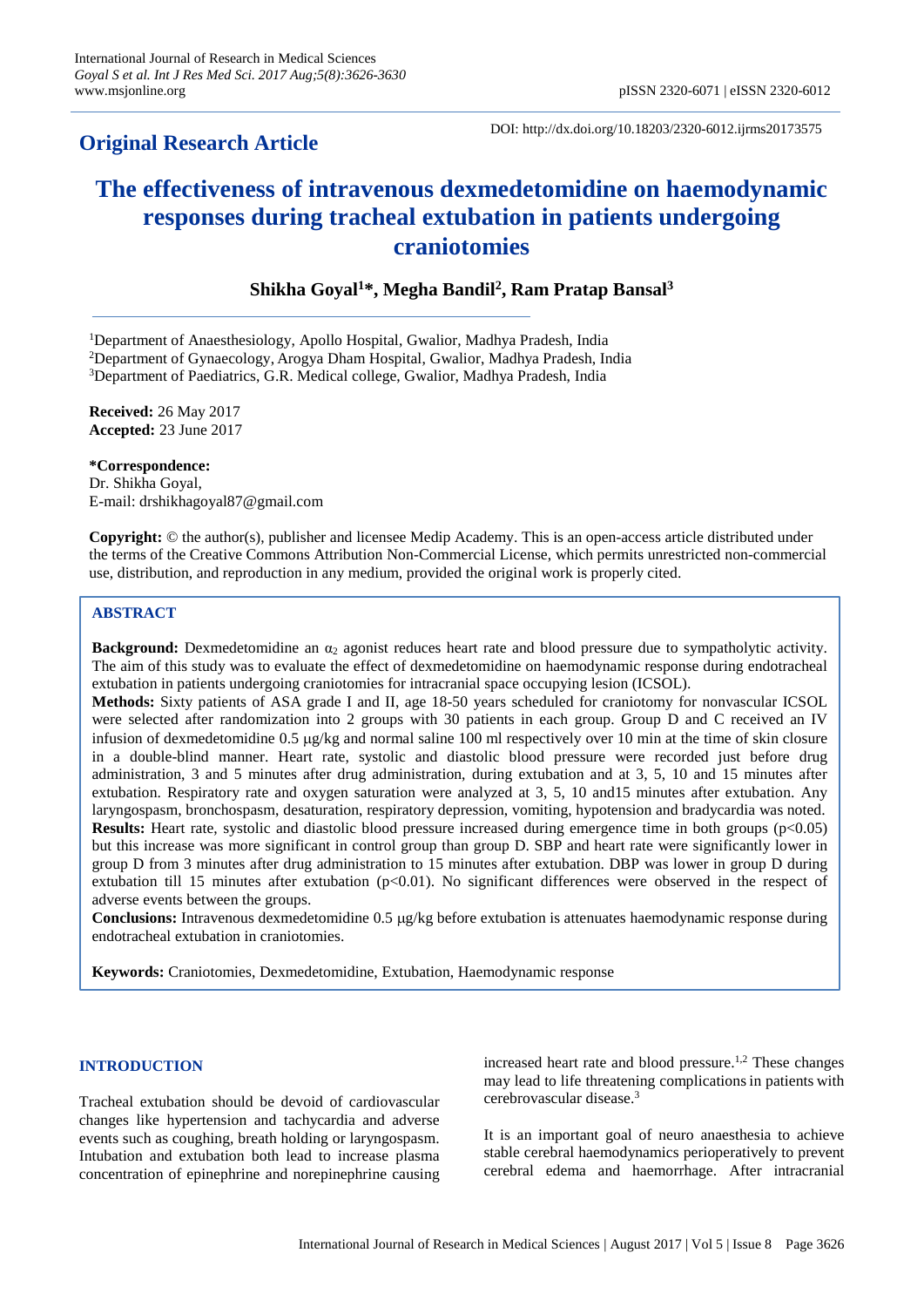International Journal of Research in Medical Sciences
*Goyal S et al. Int J Res Med Sci. 2017 Aug;5(8):3626-3630*
www.msjonline.org

pISSN 2320-6071 | eISSN 2320-6012

DOI: http://dx.doi.org/10.18203/2320-6012.ijrms20173575

**Original Research Article**

# The effectiveness of intravenous dexmedetomidine on haemodynamic responses during tracheal extubation in patients undergoing craniotomies

**Shikha Goyal[1]\*, Megha Bandil[2], Ram Pratap Bansal[3]**

[1]Department of Anaesthesiology, Apollo Hospital, Gwalior, Madhya Pradesh, India
[2]Department of Gynaecology, Arogya Dham Hospital, Gwalior, Madhya Pradesh, India
[3]Department of Paediatrics, G.R. Medical college, Gwalior, Madhya Pradesh, India

**Received:** 26 May 2017
**Accepted:** 23 June 2017

**\*Correspondence:**
Dr. Shikha Goyal,
E-mail: drshikhagoyal87@gmail.com

**Copyright:** © the author(s), publisher and licensee Medip Academy. This is an open-access article distributed under the terms of the Creative Commons Attribution Non-Commercial License, which permits unrestricted non-commercial use, distribution, and reproduction in any medium, provided the original work is properly cited.

## ABSTRACT

**Background:** Dexmedetomidine an $\alpha_2$ agonist reduces heart rate and blood pressure due to sympatholytic activity. The aim of this study was to evaluate the effect of dexmedetomidine on haemodynamic response during endotracheal extubation in patients undergoing craniotomies for intracranial space occupying lesion (ICSOL).

**Methods:** Sixty patients of ASA grade I and II, age 18-50 years scheduled for craniotomy for nonvascular ICSOL were selected after randomization into 2 groups with 30 patients in each group. Group D and C received an IV infusion of dexmedetomidine 0.5 μg/kg and normal saline 100 ml respectively over 10 min at the time of skin closure in a double-blind manner. Heart rate, systolic and diastolic blood pressure were recorded just before drug administration, 3 and 5 minutes after drug administration, during extubation and at 3, 5, 10 and 15 minutes after extubation. Respiratory rate and oxygen saturation were analyzed at 3, 5, 10 and15 minutes after extubation. Any laryngospasm, bronchospasm, desaturation, respiratory depression, vomiting, hypotension and bradycardia was noted.

**Results:** Heart rate, systolic and diastolic blood pressure increased during emergence time in both groups ($p<0.05$) but this increase was more significant in control group than group D. SBP and heart rate were significantly lower in group D from 3 minutes after drug administration to 15 minutes after extubation. DBP was lower in group D during extubation till 15 minutes after extubation ($p<0.01$). No significant differences were observed in the respect of adverse events between the groups.

**Conclusions:** Intravenous dexmedetomidine 0.5 μg/kg before extubation is attenuates haemodynamic response during endotracheal extubation in craniotomies.

**Keywords:** Craniotomies, Dexmedetomidine, Extubation, Haemodynamic response

## INTRODUCTION

Tracheal extubation should be devoid of cardiovascular changes like hypertension and tachycardia and adverse events such as coughing, breath holding or laryngospasm. Intubation and extubation both lead to increase plasma concentration of epinephrine and norepinephrine causing increased heart rate and blood pressure.[1,2] These changes may lead to life threatening complications in patients with cerebrovascular disease.[3]

It is an important goal of neuro anaesthesia to achieve stable cerebral haemodynamics perioperatively to prevent cerebral edema and haemorrhage. After intracranial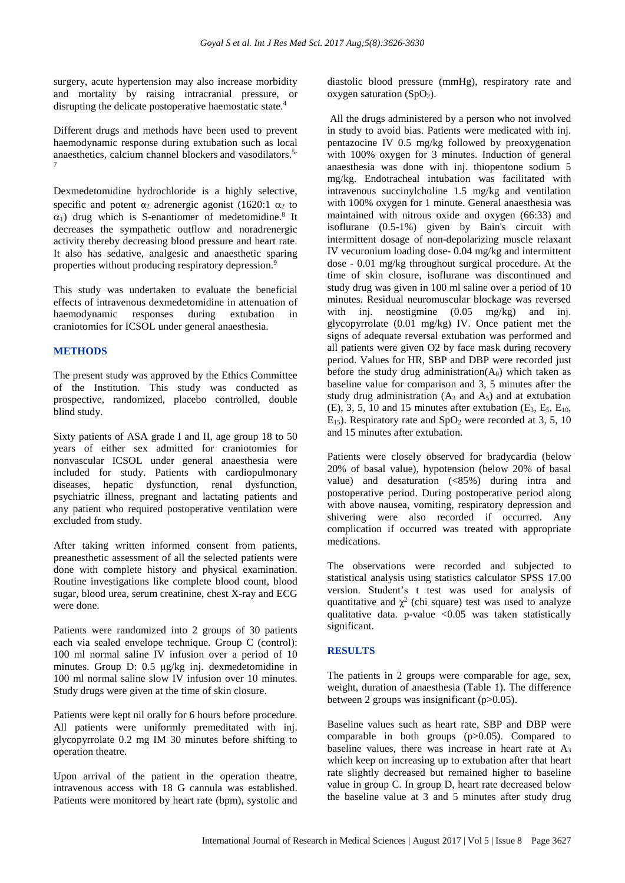surgery, acute hypertension may also increase morbidity and mortality by raising intracranial pressure, or disrupting the delicate postoperative haemostatic state.[4]

Different drugs and methods have been used to prevent haemodynamic response during extubation such as local anaesthetics, calcium channel blockers and vasodilators.[5-7]

Dexmedetomidine hydrochloride is a highly selective, specific and potent $\alpha_2$ adrenergic agonist (1620:1 $\alpha_2$ to $\alpha_1$) drug which is S-enantiomer of medetomidine.[8] It decreases the sympathetic outflow and noradrenergic activity thereby decreasing blood pressure and heart rate. It also has sedative, analgesic and anaesthetic sparing properties without producing respiratory depression.[9]

This study was undertaken to evaluate the beneficial effects of intravenous dexmedetomidine in attenuation of haemodynamic responses during extubation in craniotomies for ICSOL under general anaesthesia.

## METHODS

The present study was approved by the Ethics Committee of the Institution. This study was conducted as prospective, randomized, placebo controlled, double blind study.

Sixty patients of ASA grade I and II, age group 18 to 50 years of either sex admitted for craniotomies for nonvascular ICSOL under general anaesthesia were included for study. Patients with cardiopulmonary diseases, hepatic dysfunction, renal dysfunction, psychiatric illness, pregnant and lactating patients and any patient who required postoperative ventilation were excluded from study.

After taking written informed consent from patients, preanesthetic assessment of all the selected patients were done with complete history and physical examination. Routine investigations like complete blood count, blood sugar, blood urea, serum creatinine, chest X-ray and ECG were done.

Patients were randomized into 2 groups of 30 patients each via sealed envelope technique. Group C (control): 100 ml normal saline IV infusion over a period of 10 minutes. Group D: 0.5 μg/kg inj. dexmedetomidine in 100 ml normal saline slow IV infusion over 10 minutes. Study drugs were given at the time of skin closure.

Patients were kept nil orally for 6 hours before procedure. All patients were uniformly premeditated with inj. glycopyrrolate 0.2 mg IM 30 minutes before shifting to operation theatre.

Upon arrival of the patient in the operation theatre, intravenous access with 18 G cannula was established. Patients were monitored by heart rate (bpm), systolic and diastolic blood pressure (mmHg), respiratory rate and oxygen saturation ($SpO_2$).

All the drugs administered by a person who not involved in study to avoid bias. Patients were medicated with inj. pentazocine IV 0.5 mg/kg followed by preoxygenation with 100% oxygen for 3 minutes. Induction of general anaesthesia was done with inj. thiopentone sodium 5 mg/kg. Endotracheal intubation was facilitated with intravenous succinylcholine 1.5 mg/kg and ventilation with 100% oxygen for 1 minute. General anaesthesia was maintained with nitrous oxide and oxygen (66:33) and isoflurane (0.5-1%) given by Bain's circuit with intermittent dosage of non-depolarizing muscle relaxant IV vecuronium loading dose- 0.04 mg/kg and intermittent dose - 0.01 mg/kg throughout surgical procedure. At the time of skin closure, isoflurane was discontinued and study drug was given in 100 ml saline over a period of 10 minutes. Residual neuromuscular blockage was reversed with inj. neostigmine (0.05 mg/kg) and inj. glycopyrrolate (0.01 mg/kg) IV. Once patient met the signs of adequate reversal extubation was performed and all patients were given O2 by face mask during recovery period. Values for HR, SBP and DBP were recorded just before the study drug administration($A_0$) which taken as baseline value for comparison and 3, 5 minutes after the study drug administration ($A_3$ and $A_5$) and at extubation (E), 3, 5, 10 and 15 minutes after extubation ($E_3$, $E_5$, $E_{10}$, $E_{15}$). Respiratory rate and $SpO_2$ were recorded at 3, 5, 10 and 15 minutes after extubation.

Patients were closely observed for bradycardia (below 20% of basal value), hypotension (below 20% of basal value) and desaturation (<85%) during intra and postoperative period. During postoperative period along with above nausea, vomiting, respiratory depression and shivering were also recorded if occurred. Any complication if occurred was treated with appropriate medications.

The observations were recorded and subjected to statistical analysis using statistics calculator SPSS 17.00 version. Student's t test was used for analysis of quantitative and $\chi^2$ (chi square) test was used to analyze qualitative data. p-value <0.05 was taken statistically significant.

## RESULTS

The patients in 2 groups were comparable for age, sex, weight, duration of anaesthesia (Table 1). The difference between 2 groups was insignificant (p>0.05).

Baseline values such as heart rate, SBP and DBP were comparable in both groups (p>0.05). Compared to baseline values, there was increase in heart rate at $A_3$ which keep on increasing up to extubation after that heart rate slightly decreased but remained higher to baseline value in group C. In group D, heart rate decreased below the baseline value at 3 and 5 minutes after study drug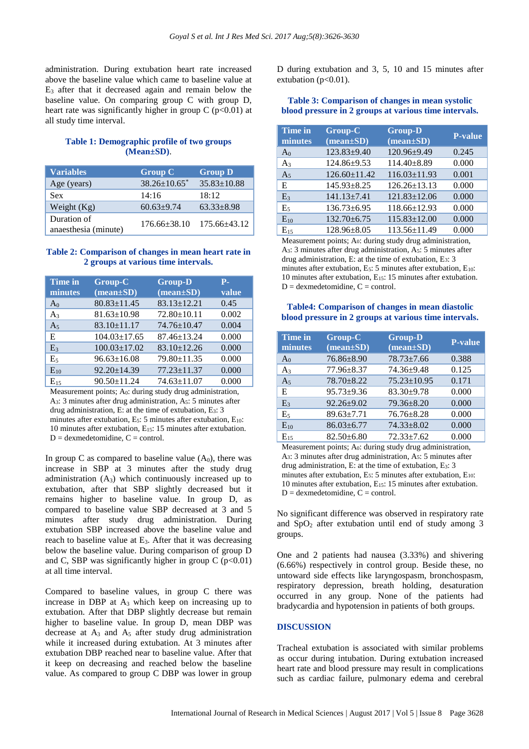administration. During extubation heart rate increased above the baseline value which came to baseline value at $E_3$ after that it decreased again and remain below the baseline value. On comparing group C with group D, heart rate was significantly higher in group C ($p<0.01$) at all study time interval.

**Table 1: Demographic profile of two groups (Mean±SD).**

| Variables | Group C | Group D |
|---|---|---|
| Age (years) | 38.26±10.65* | 35.83±10.88 |
| Sex | 14:16 | 18:12 |
| Weight (Kg) | 60.63±9.74 | 63.33±8.98 |
| Duration of anaesthesia (minute) | 176.66±38.10 | 175.66±43.12 |

**Table 2: Comparison of changes in mean heart rate in 2 groups at various time intervals.**

| Time in minutes | Group-C (mean±SD) | Group-D (mean±SD) | P-value |
|---|---|---|---|
| $A_0$ | 80.83±11.45 | 83.13±12.21 | 0.45 |
| $A_3$ | 81.63±10.98 | 72.80±10.11 | 0.002 |
| $A_5$ | 83.10±11.17 | 74.76±10.47 | 0.004 |
| E | 104.03±17.65 | 87.46±13.24 | 0.000 |
| $E_3$ | 100.03±17.02 | 83.10±12.26 | 0.000 |
| $E_5$ | 96.63±16.08 | 79.80±11.35 | 0.000 |
| $E_{10}$ | 92.20±14.39 | 77.23±11.37 | 0.000 |
| $E_{15}$ | 90.50±11.24 | 74.63±11.07 | 0.000 |

Measurement points; $A_0$: during study drug administration, $A_3$: 3 minutes after drug administration, $A_5$: 5 minutes after drug administration, E: at the time of extubation, $E_3$: 3 minutes after extubation, $E_5$: 5 minutes after extubation, $E_{10}$: 10 minutes after extubation, $E_{15}$: 15 minutes after extubation. D = dexmedetomidine, C = control.

In group C as compared to baseline value ($A_0$), there was increase in SBP at 3 minutes after the study drug administration ($A_3$) which continuously increased up to extubation, after that SBP slightly decreased but it remains higher to baseline value. In group D, as compared to baseline value SBP decreased at 3 and 5 minutes after study drug administration. During extubation SBP increased above the baseline value and reach to baseline value at $E_3$. After that it was decreasing below the baseline value. During comparison of group D and C, SBP was significantly higher in group C ($p<0.01$) at all time interval.

Compared to baseline values, in group C there was increase in DBP at $A_3$ which keep on increasing up to extubation. After that DBP slightly decrease but remain higher to baseline value. In group D, mean DBP was decrease at $A_3$ and $A_5$ after study drug administration while it increased during extubation. At 3 minutes after extubation DBP reached near to baseline value. After that it keep on decreasing and reached below the baseline value. As compared to group C DBP was lower in group D during extubation and 3, 5, 10 and 15 minutes after extubation ($p<0.01$).

**Table 3: Comparison of changes in mean systolic blood pressure in 2 groups at various time intervals.**

| Time in minutes | Group-C (mean±SD) | Group-D (mean±SD) | P-value |
|---|---|---|---|
| $A_0$ | 123.83±9.40 | 120.96±9.49 | 0.245 |
| $A_3$ | 124.86±9.53 | 114.40±8.89 | 0.000 |
| $A_5$ | 126.60±11.42 | 116.03±11.93 | 0.001 |
| E | 145.93±8.25 | 126.26±13.13 | 0.000 |
| $E_3$ | 141.13±7.41 | 121.83±12.06 | 0.000 |
| $E_5$ | 136.73±6.95 | 118.66±12.93 | 0.000 |
| $E_{10}$ | 132.70±6.75 | 115.83±12.00 | 0.000 |
| $E_{15}$ | 128.96±8.05 | 113.56±11.49 | 0.000 |

Measurement points; $A_0$: during study drug administration, $A_3$: 3 minutes after drug administration, $A_5$: 5 minutes after drug administration, E: at the time of extubation, $E_3$: 3 minutes after extubation, $E_5$: 5 minutes after extubation, $E_{10}$: 10 minutes after extubation, $E_{15}$: 15 minutes after extubation. D = dexmedetomidine, C = control.

**Table4: Comparison of changes in mean diastolic blood pressure in 2 groups at various time intervals.**

| Time in minutes | Group-C (mean±SD) | Group-D (mean±SD) | P-value |
|---|---|---|---|
| $A_0$ | 76.86±8.90 | 78.73±7.66 | 0.388 |
| $A_3$ | 77.96±8.37 | 74.36±9.48 | 0.125 |
| $A_5$ | 78.70±8.22 | 75.23±10.95 | 0.171 |
| E | 95.73±9.36 | 83.30±9.78 | 0.000 |
| $E_3$ | 92.26±9.02 | 79.36±8.20 | 0.000 |
| $E_5$ | 89.63±7.71 | 76.76±8.28 | 0.000 |
| $E_{10}$ | 86.03±6.77 | 74.33±8.02 | 0.000 |
| $E_{15}$ | 82.50±6.80 | 72.33±7.62 | 0.000 |

Measurement points; $A_0$: during study drug administration, $A_3$: 3 minutes after drug administration, $A_5$: 5 minutes after drug administration, E: at the time of extubation, $E_3$: 3 minutes after extubation, $E_5$: 5 minutes after extubation, $E_{10}$: 10 minutes after extubation, $E_{15}$: 15 minutes after extubation. D = dexmedetomidine, C = control.

No significant difference was observed in respiratory rate and $SpO_2$ after extubation until end of study among 3 groups.

One and 2 patients had nausea (3.33%) and shivering (6.66%) respectively in control group. Beside these, no untoward side effects like laryngospasm, bronchospasm, respiratory depression, breath holding, desaturation occurred in any group. None of the patients had bradycardia and hypotension in patients of both groups.

## DISCUSSION

Tracheal extubation is associated with similar problems as occur during intubation. During extubation increased heart rate and blood pressure may result in complications such as cardiac failure, pulmonary edema and cerebral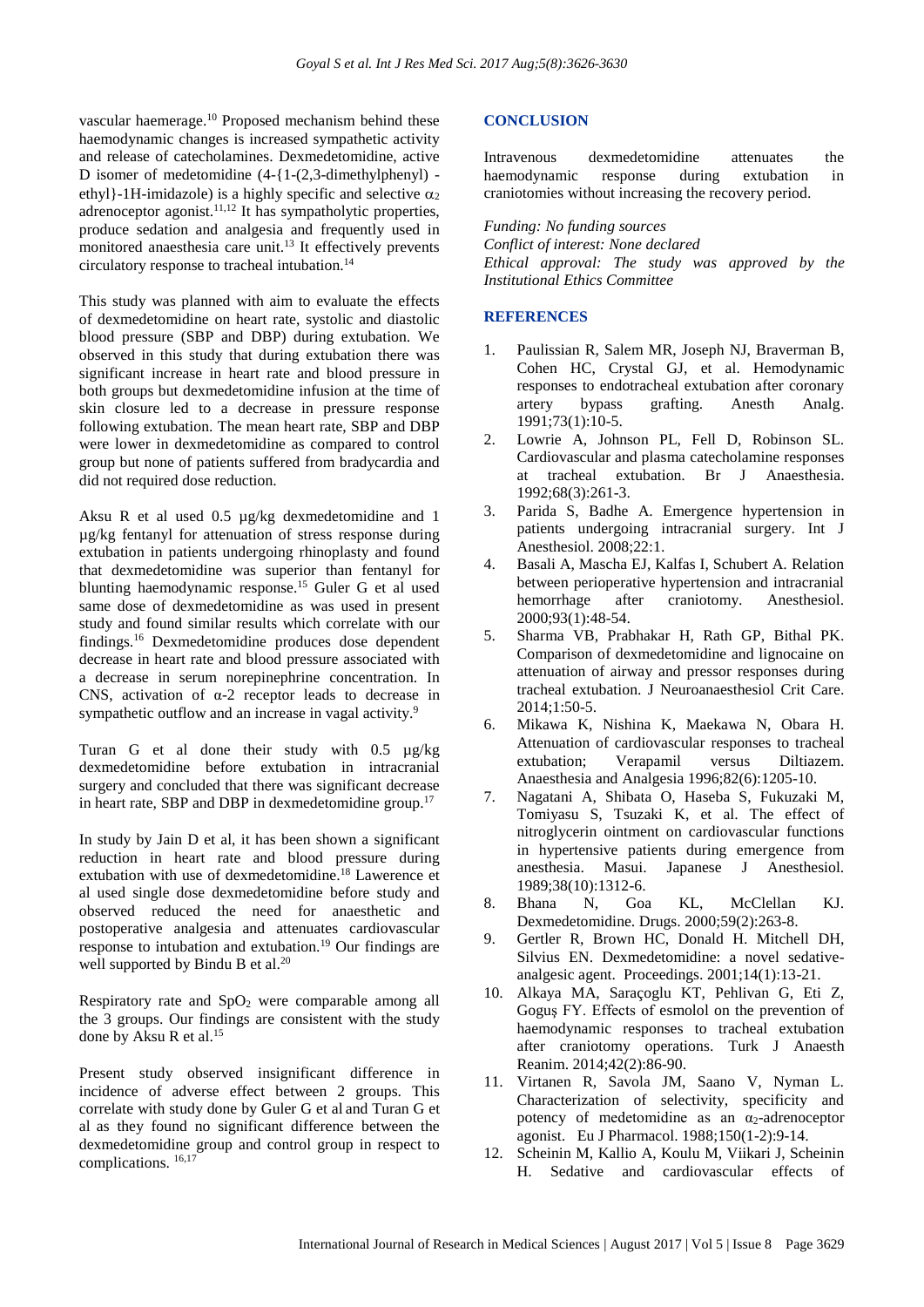vascular haemerage.[10] Proposed mechanism behind these haemodynamic changes is increased sympathetic activity and release of catecholamines. Dexmedetomidine, active D isomer of medetomidine (4-{1-(2,3-dimethylphenyl) -ethyl}-1H-imidazole) is a highly specific and selective $\alpha_2$ adrenoceptor agonist.[11,12] It has sympatholytic properties, produce sedation and analgesia and frequently used in monitored anaesthesia care unit.[13] It effectively prevents circulatory response to tracheal intubation.[14]

This study was planned with aim to evaluate the effects of dexmedetomidine on heart rate, systolic and diastolic blood pressure (SBP and DBP) during extubation. We observed in this study that during extubation there was significant increase in heart rate and blood pressure in both groups but dexmedetomidine infusion at the time of skin closure led to a decrease in pressure response following extubation. The mean heart rate, SBP and DBP were lower in dexmedetomidine as compared to control group but none of patients suffered from bradycardia and did not required dose reduction.

Aksu R et al used 0.5 µg/kg dexmedetomidine and 1 µg/kg fentanyl for attenuation of stress response during extubation in patients undergoing rhinoplasty and found that dexmedetomidine was superior than fentanyl for blunting haemodynamic response.[15] Guler G et al used same dose of dexmedetomidine as was used in present study and found similar results which correlate with our findings.[16] Dexmedetomidine produces dose dependent decrease in heart rate and blood pressure associated with a decrease in serum norepinephrine concentration. In CNS, activation of α-2 receptor leads to decrease in sympathetic outflow and an increase in vagal activity.[9]

Turan G et al done their study with 0.5 µg/kg dexmedetomidine before extubation in intracranial surgery and concluded that there was significant decrease in heart rate, SBP and DBP in dexmedetomidine group.[17]

In study by Jain D et al, it has been shown a significant reduction in heart rate and blood pressure during extubation with use of dexmedetomidine.[18] Lawerence et al used single dose dexmedetomidine before study and observed reduced the need for anaesthetic and postoperative analgesia and attenuates cardiovascular response to intubation and extubation.[19] Our findings are well supported by Bindu B et al.[20]

Respiratory rate and $SpO_2$ were comparable among all the 3 groups. Our findings are consistent with the study done by Aksu R et al.[15]

Present study observed insignificant difference in incidence of adverse effect between 2 groups. This correlate with study done by Guler G et al and Turan G et al as they found no significant difference between the dexmedetomidine group and control group in respect to complications.[16,17]

## CONCLUSION

Intravenous dexmedetomidine attenuates the haemodynamic response during extubation in craniotomies without increasing the recovery period.

*Funding: No funding sources*
*Conflict of interest: None declared*
*Ethical approval: The study was approved by the Institutional Ethics Committee*

## REFERENCES

1. Paulissian R, Salem MR, Joseph NJ, Braverman B, Cohen HC, Crystal GJ, et al. Hemodynamic responses to endotracheal extubation after coronary artery bypass grafting. Anesth Analg. 1991;73(1):10-5.
2. Lowrie A, Johnson PL, Fell D, Robinson SL. Cardiovascular and plasma catecholamine responses at tracheal extubation. Br J Anaesthesia. 1992;68(3):261-3.
3. Parida S, Badhe A. Emergence hypertension in patients undergoing intracranial surgery. Int J Anesthesiol. 2008;22:1.
4. Basali A, Mascha EJ, Kalfas I, Schubert A. Relation between perioperative hypertension and intracranial hemorrhage after craniotomy. Anesthesiol. 2000;93(1):48-54.
5. Sharma VB, Prabhakar H, Rath GP, Bithal PK. Comparison of dexmedetomidine and lignocaine on attenuation of airway and pressor responses during tracheal extubation. J Neuroanaesthesiol Crit Care. 2014;1:50-5.
6. Mikawa K, Nishina K, Maekawa N, Obara H. Attenuation of cardiovascular responses to tracheal extubation; Verapamil versus Diltiazem. Anaesthesia and Analgesia 1996;82(6):1205-10.
7. Nagatani A, Shibata O, Haseba S, Fukuzaki M, Tomiyasu S, Tsuzaki K, et al. The effect of nitroglycerin ointment on cardiovascular functions in hypertensive patients during emergence from anesthesia. Masui. Japanese J Anesthesiol. 1989;38(10):1312-6.
8. Bhana N, Goa KL, McClellan KJ. Dexmedetomidine. Drugs. 2000;59(2):263-8.
9. Gertler R, Brown HC, Donald H. Mitchell DH, Silvius EN. Dexmedetomidine: a novel sedative-analgesic agent. Proceedings. 2001;14(1):13-21.
10. Alkaya MA, Saraçoglu KT, Pehlivan G, Eti Z, Goguş FY. Effects of esmolol on the prevention of haemodynamic responses to tracheal extubation after craniotomy operations. Turk J Anaesth Reanim. 2014;42(2):86-90.
11. Virtanen R, Savola JM, Saano V, Nyman L. Characterization of selectivity, specificity and potency of medetomidine as an $\alpha_2$-adrenoceptor agonist. Eu J Pharmacol. 1988;150(1-2):9-14.
12. Scheinin M, Kallio A, Koulu M, Viikari J, Scheinin H. Sedative and cardiovascular effects of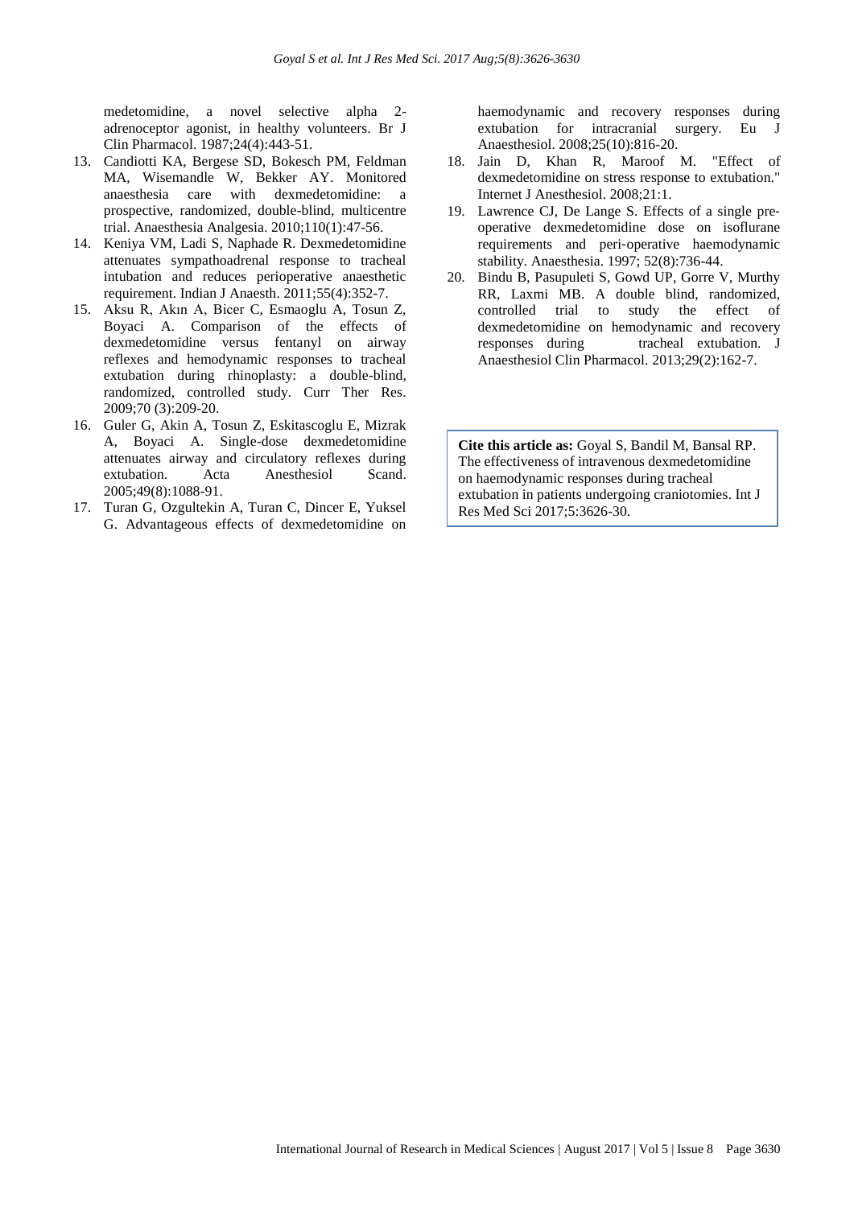medetomidine, a novel selective alpha 2-adrenoceptor agonist, in healthy volunteers. Br J Clin Pharmacol. 1987;24(4):443-51.

13. Candiotti KA, Bergese SD, Bokesch PM, Feldman MA, Wisemandle W, Bekker AY. Monitored anaesthesia care with dexmedetomidine: a prospective, randomized, double-blind, multicentre trial. Anaesthesia Analgesia. 2010;110(1):47-56.
14. Keniya VM, Ladi S, Naphade R. Dexmedetomidine attenuates sympathoadrenal response to tracheal intubation and reduces perioperative anaesthetic requirement. Indian J Anaesth. 2011;55(4):352-7.
15. Aksu R, Akın A, Bicer C, Esmaoglu A, Tosun Z, Boyaci A. Comparison of the effects of dexmedetomidine versus fentanyl on airway reflexes and hemodynamic responses to tracheal extubation during rhinoplasty: a double-blind, randomized, controlled study. Curr Ther Res. 2009;70 (3):209-20.
16. Guler G, Akin A, Tosun Z, Eskitascoglu E, Mizrak A, Boyaci A. Single-dose dexmedetomidine attenuates airway and circulatory reflexes during extubation. Acta Anesthesiol Scand. 2005;49(8):1088-91.
17. Turan G, Ozgultekin A, Turan C, Dincer E, Yuksel G. Advantageous effects of dexmedetomidine on haemodynamic and recovery responses during extubation for intracranial surgery. Eu J Anaesthesiol. 2008;25(10):816-20.
18. Jain D, Khan R, Maroof M. "Effect of dexmedetomidine on stress response to extubation." Internet J Anesthesiol. 2008;21:1.
19. Lawrence CJ, De Lange S. Effects of a single pre-operative dexmedetomidine dose on isoflurane requirements and peri-operative haemodynamic stability. Anaesthesia. 1997; 52(8):736-44.
20. Bindu B, Pasupuleti S, Gowd UP, Gorre V, Murthy RR, Laxmi MB. A double blind, randomized, controlled trial to study the effect of dexmedetomidine on hemodynamic and recovery responses during tracheal extubation. J Anaesthesiol Clin Pharmacol. 2013;29(2):162-7.

**Cite this article as:** Goyal S, Bandil M, Bansal RP. The effectiveness of intravenous dexmedetomidine on haemodynamic responses during tracheal extubation in patients undergoing craniotomies. Int J Res Med Sci 2017;5:3626-30.